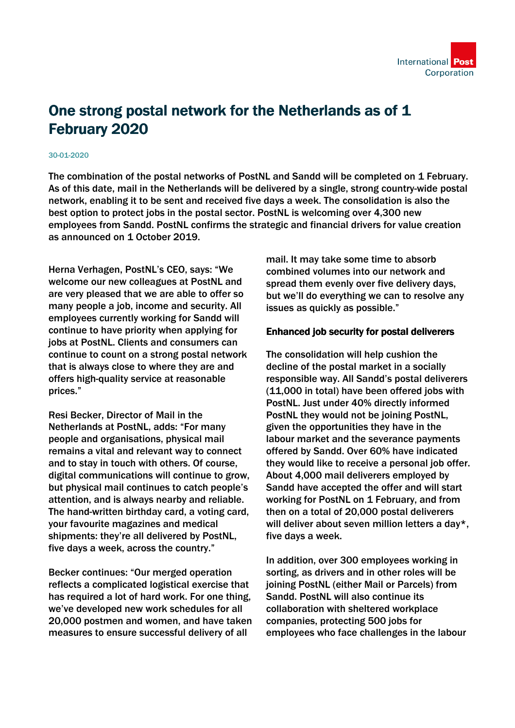# One strong postal network for the Netherlands as of 1 February 2020

30-01-2020

**The combination of the postal networks of PostNL and Sandd will be completed on 1 February. As of this date, mail in the Netherlands will be delivered by a single, strong country-wide postal network, enabling it to be sent and received five days a week. The consolidation is also the best option to protect jobs in the postal sector. PostNL is welcoming over 4,300 new employees from Sandd. PostNL confirms the strategic and financial drivers for value creation as announced on 1 October 2019.**

Herna Verhagen, PostNL's CEO, says: "We welcome our new colleagues at PostNL and are very pleased that we are able to offer so many people a job, income and security. All employees currently working for Sandd will continue to have priority when applying for jobs at PostNL. Clients and consumers can continue to count on a strong postal network that is always close to where they are and offers high-quality service at reasonable prices."

Resi Becker, Director of Mail in the Netherlands at PostNL, adds: "For many people and organisations, physical mail remains a vital and relevant way to connect and to stay in touch with others. Of course, digital communications will continue to grow, but physical mail continues to catch people's attention, and is always nearby and reliable. The hand-written birthday card, a voting card, your favourite magazines and medical shipments: they're all delivered by PostNL, five days a week, across the country."

Becker continues: "Our merged operation reflects a complicated logistical exercise that has required a lot of hard work. For one thing, we've developed new work schedules for all 20,000 postmen and women, and have taken measures to ensure successful delivery of all mail. It may take some time to absorb combined volumes into our network and spread them evenly over five delivery days, but we'll do everything we can to resolve any issues as quickly as possible."

## Enhanced job security for postal deliverers

The consolidation will help cushion the decline of the postal market in a socially responsible way. All Sandd's postal deliverers (11,000 in total) have been offered jobs with PostNL. Just under 40% directly informed PostNL they would not be joining PostNL, given the opportunities they have in the labour market and the severance payments offered by Sandd. Over 60% have indicated they would like to receive a personal job offer. About 4,000 mail deliverers employed by Sandd have accepted the offer and will start working for PostNL on 1 February, and from then on a total of 20,000 postal deliverers will deliver about seven million letters a day*, five days a week.

In addition, over 300 employees working in sorting, as drivers and in other roles will be joining PostNL (either Mail or Parcels) from Sandd. PostNL will also continue its collaboration with sheltered workplace companies, protecting 500 jobs for employees who face challenges in the labour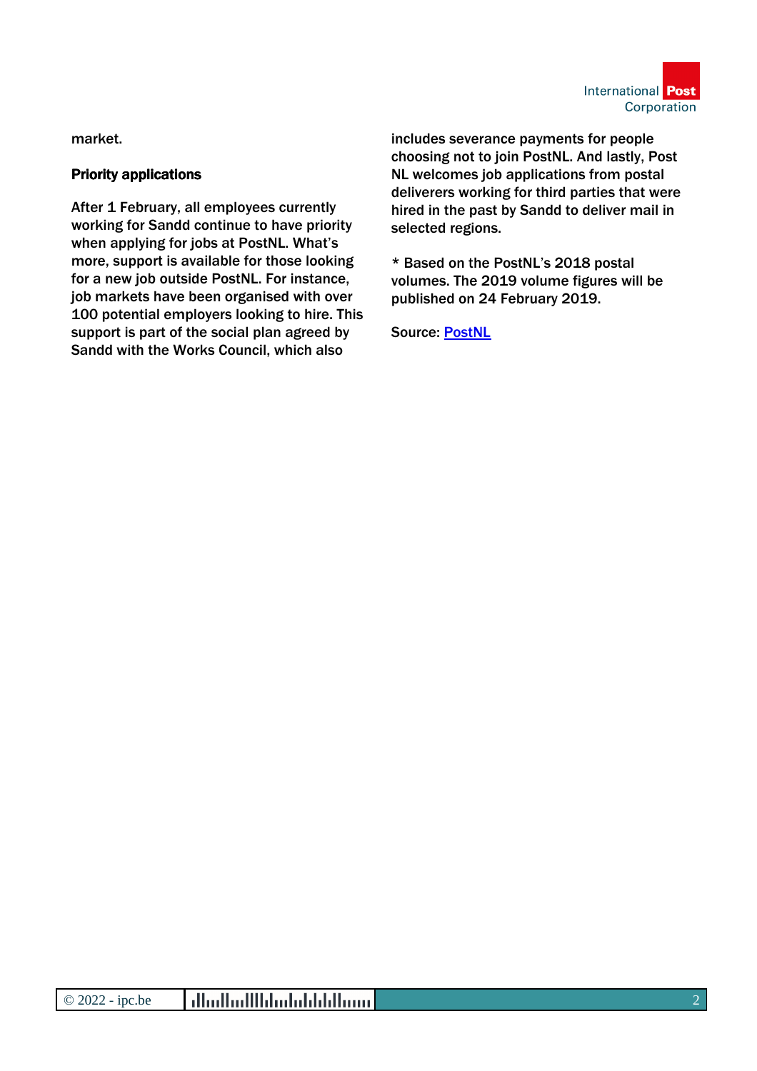market.

**Priority applications**

After 1 February, all employees currently working for Sandd continue to have priority when applying for jobs at PostNL. What's more, support is available for those looking for a new job outside PostNL. For instance, job markets have been organised with over 100 potential employers looking to hire. This support is part of the social plan agreed by Sandd with the Works Council, which also includes severance payments for people choosing not to join PostNL. And lastly, Post NL welcomes job applications from postal deliverers working for third parties that were hired in the past by Sandd to deliver mail in selected regions.

* Based on the PostNL's 2018 postal volumes. The 2019 volume figures will be published on 24 February 2019.

Source: PostNL